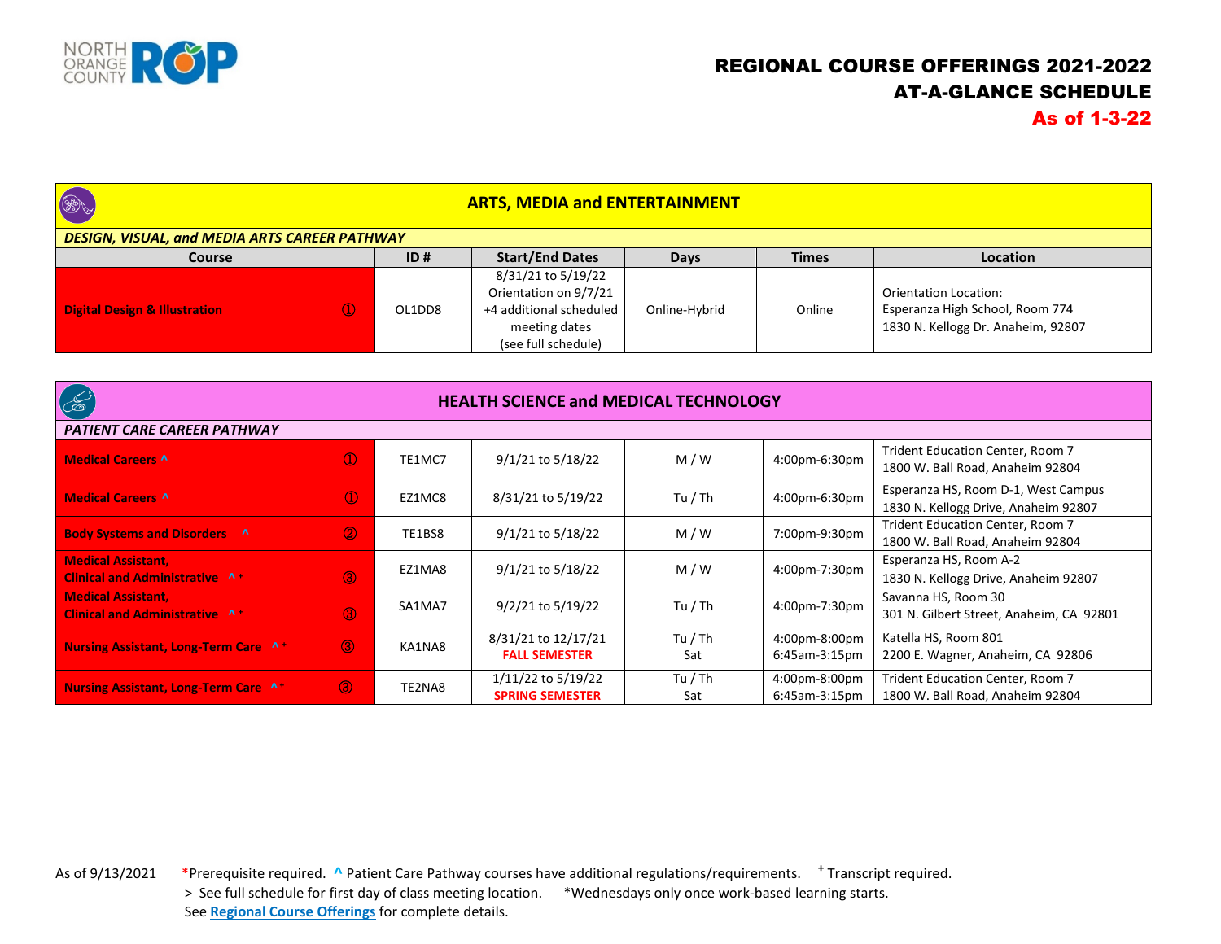# REGIONAL COURSE OFFERINGS 2021-2022
## AT-A-GLANCE SCHEDULE
**As of 1-3-22**

## ARTS, MEDIA and ENTERTAINMENT

***DESIGN, VISUAL, and MEDIA ARTS CAREER PATHWAY***

| Course | ID # | Start/End Dates | Days | Times | Location |
|---|---|---|---|---|---|
| **Digital Design & Illustration** ① | OL1DD8 | 8/31/21 to 5/19/22 Orientation on 9/7/21 +4 additional scheduled meeting dates (see full schedule) | Online-Hybrid | Online | Orientation Location: Esperanza High School, Room 774 1830 N. Kellogg Dr. Anaheim, 92807 |

## HEALTH SCIENCE and MEDICAL TECHNOLOGY

***PATIENT CARE CAREER PATHWAY***

| Course | ID # | Start/End Dates | Days | Times | Location |
|---|---|---|---|---|---|
| **Medical Careers ^** ① | TE1MC7 | 9/1/21 to 5/18/22 | M / W | 4:00pm-6:30pm | Trident Education Center, Room 7 1800 W. Ball Road, Anaheim 92804 |
| **Medical Careers ^** ① | EZ1MC8 | 8/31/21 to 5/19/22 | Tu / Th | 4:00pm-6:30pm | Esperanza HS, Room D-1, West Campus 1830 N. Kellogg Drive, Anaheim 92807 |
| **Body Systems and Disorders ^** ② | TE1BS8 | 9/1/21 to 5/18/22 | M / W | 7:00pm-9:30pm | Trident Education Center, Room 7 1800 W. Ball Road, Anaheim 92804 |
| **Medical Assistant, Clinical and Administrative ^ +** ③ | EZ1MA8 | 9/1/21 to 5/18/22 | M / W | 4:00pm-7:30pm | Esperanza HS, Room A-2 1830 N. Kellogg Drive, Anaheim 92807 |
| **Medical Assistant, Clinical and Administrative ^ +** ③ | SA1MA7 | 9/2/21 to 5/19/22 | Tu / Th | 4:00pm-7:30pm | Savanna HS, Room 30 301 N. Gilbert Street, Anaheim, CA 92801 |
| **Nursing Assistant, Long-Term Care ^ +** ③ | KA1NA8 | 8/31/21 to 12/17/21 **FALL SEMESTER** | Tu / Th Sat | 4:00pm-8:00pm 6:45am-3:15pm | Katella HS, Room 801 2200 E. Wagner, Anaheim, CA 92806 |
| **Nursing Assistant, Long-Term Care ^ +** ③ | TE2NA8 | 1/11/22 to 5/19/22 **SPRING SEMESTER** | Tu / Th Sat | 4:00pm-8:00pm 6:45am-3:15pm | Trident Education Center, Room 7 1800 W. Ball Road, Anaheim 92804 |

As of 9/13/2021 *Prerequisite required. ^ Patient Care Pathway courses have additional regulations/requirements. + Transcript required.
> See full schedule for first day of class meeting location. *Wednesdays only once work-based learning starts.
See **Regional Course Offerings** for complete details.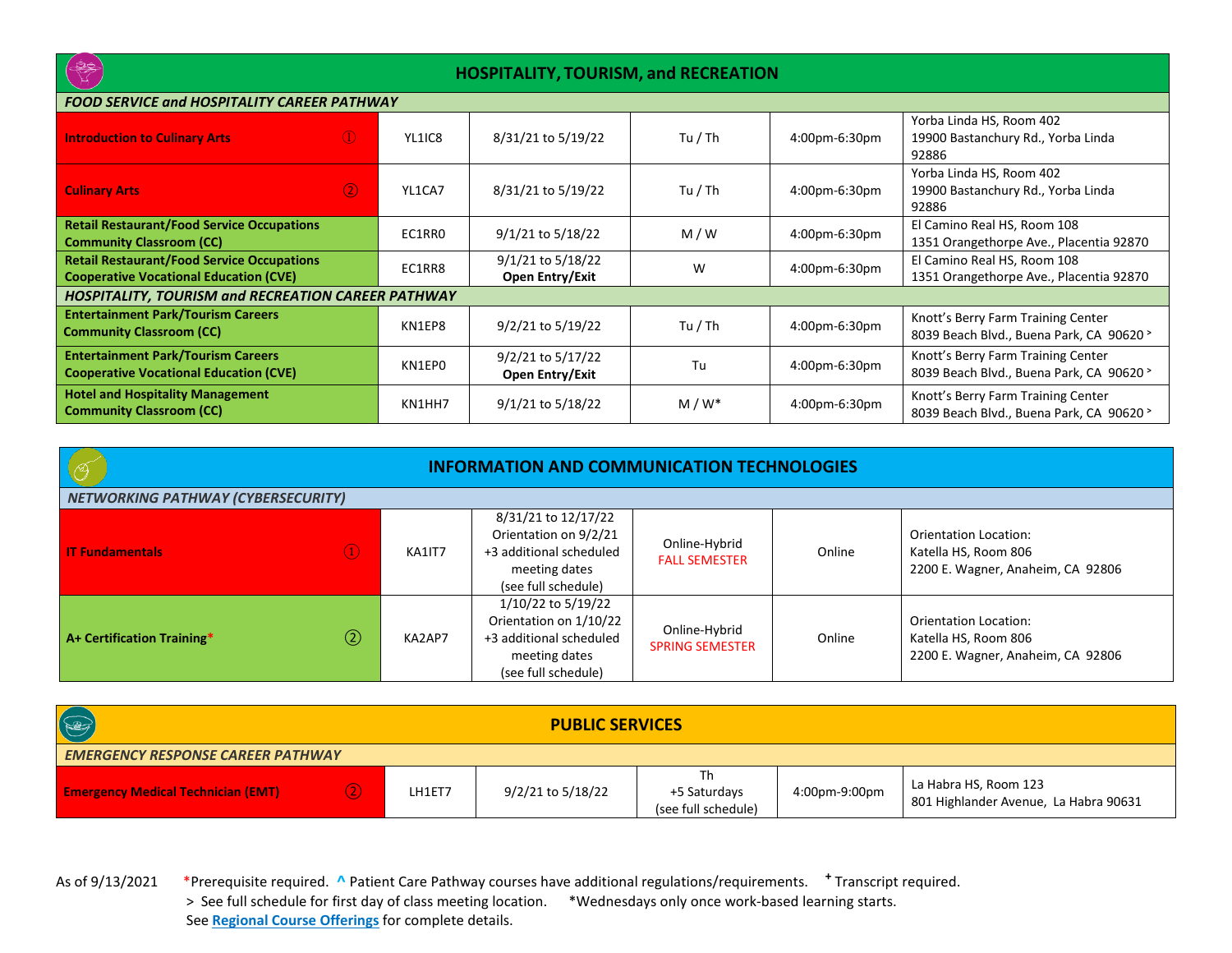## HOSPITALITY, TOURISM, and RECREATION

| Course | Code | Dates | Days | Time | Location |
|---|---|---|---|---|---|
| ***FOOD SERVICE and HOSPITALITY CAREER PATHWAY*** | | | | | |
| **Introduction to Culinary Arts** ① | YL1IC8 | 8/31/21 to 5/19/22 | Tu / Th | 4:00pm-6:30pm | Yorba Linda HS, Room 402<br>19900 Bastanchury Rd., Yorba Linda 92886 |
| **Culinary Arts** ② | YL1CA7 | 8/31/21 to 5/19/22 | Tu / Th | 4:00pm-6:30pm | Yorba Linda HS, Room 402<br>19900 Bastanchury Rd., Yorba Linda 92886 |
| **Retail Restaurant/Food Service Occupations Community Classroom (CC)** | EC1RR0 | 9/1/21 to 5/18/22 | M / W | 4:00pm-6:30pm | El Camino Real HS, Room 108<br>1351 Orangethorpe Ave., Placentia 92870 |
| **Retail Restaurant/Food Service Occupations Cooperative Vocational Education (CVE)** | EC1RR8 | 9/1/21 to 5/18/22<br>**Open Entry/Exit** | W | 4:00pm-6:30pm | El Camino Real HS, Room 108<br>1351 Orangethorpe Ave., Placentia 92870 |
| ***HOSPITALITY, TOURISM and RECREATION CAREER PATHWAY*** | | | | | |
| **Entertainment Park/Tourism Careers Community Classroom (CC)** | KN1EP8 | 9/2/21 to 5/19/22 | Tu / Th | 4:00pm-6:30pm | Knott's Berry Farm Training Center<br>8039 Beach Blvd., Buena Park, CA 90620 > |
| **Entertainment Park/Tourism Careers Cooperative Vocational Education (CVE)** | KN1EP0 | 9/2/21 to 5/17/22<br>**Open Entry/Exit** | Tu | 4:00pm-6:30pm | Knott's Berry Farm Training Center<br>8039 Beach Blvd., Buena Park, CA 90620 > |
| **Hotel and Hospitality Management Community Classroom (CC)** | KN1HH7 | 9/1/21 to 5/18/22 | M / W* | 4:00pm-6:30pm | Knott's Berry Farm Training Center<br>8039 Beach Blvd., Buena Park, CA 90620 > |

## INFORMATION AND COMMUNICATION TECHNOLOGIES

| Course | Code | Dates | Days | Time | Location |
|---|---|---|---|---|---|
| ***NETWORKING PATHWAY (CYBERSECURITY)*** | | | | | |
| **IT Fundamentals** ① | KA1IT7 | 8/31/21 to 12/17/22<br>Orientation on 9/2/21<br>+3 additional scheduled meeting dates<br>(see full schedule) | Online-Hybrid<br>FALL SEMESTER | Online | Orientation Location:<br>Katella HS, Room 806<br>2200 E. Wagner, Anaheim, CA 92806 |
| **A+ Certification Training*** ② | KA2AP7 | 1/10/22 to 5/19/22<br>Orientation on 1/10/22<br>+3 additional scheduled meeting dates<br>(see full schedule) | Online-Hybrid<br>SPRING SEMESTER | Online | Orientation Location:<br>Katella HS, Room 806<br>2200 E. Wagner, Anaheim, CA 92806 |

## PUBLIC SERVICES

| Course | Code | Dates | Days | Time | Location |
|---|---|---|---|---|---|
| ***EMERGENCY RESPONSE CAREER PATHWAY*** | | | | | |
| **Emergency Medical Technician (EMT)** ② | LH1ET7 | 9/2/21 to 5/18/22 | Th<br>+5 Saturdays<br>(see full schedule) | 4:00pm-9:00pm | La Habra HS, Room 123<br>801 Highlander Avenue, La Habra 90631 |

As of 9/13/2021 *Prerequisite required. ^ Patient Care Pathway courses have additional regulations/requirements. ⁺ Transcript required.
\> See full schedule for first day of class meeting location. *Wednesdays only once work-based learning starts.
See **Regional Course Offerings** for complete details.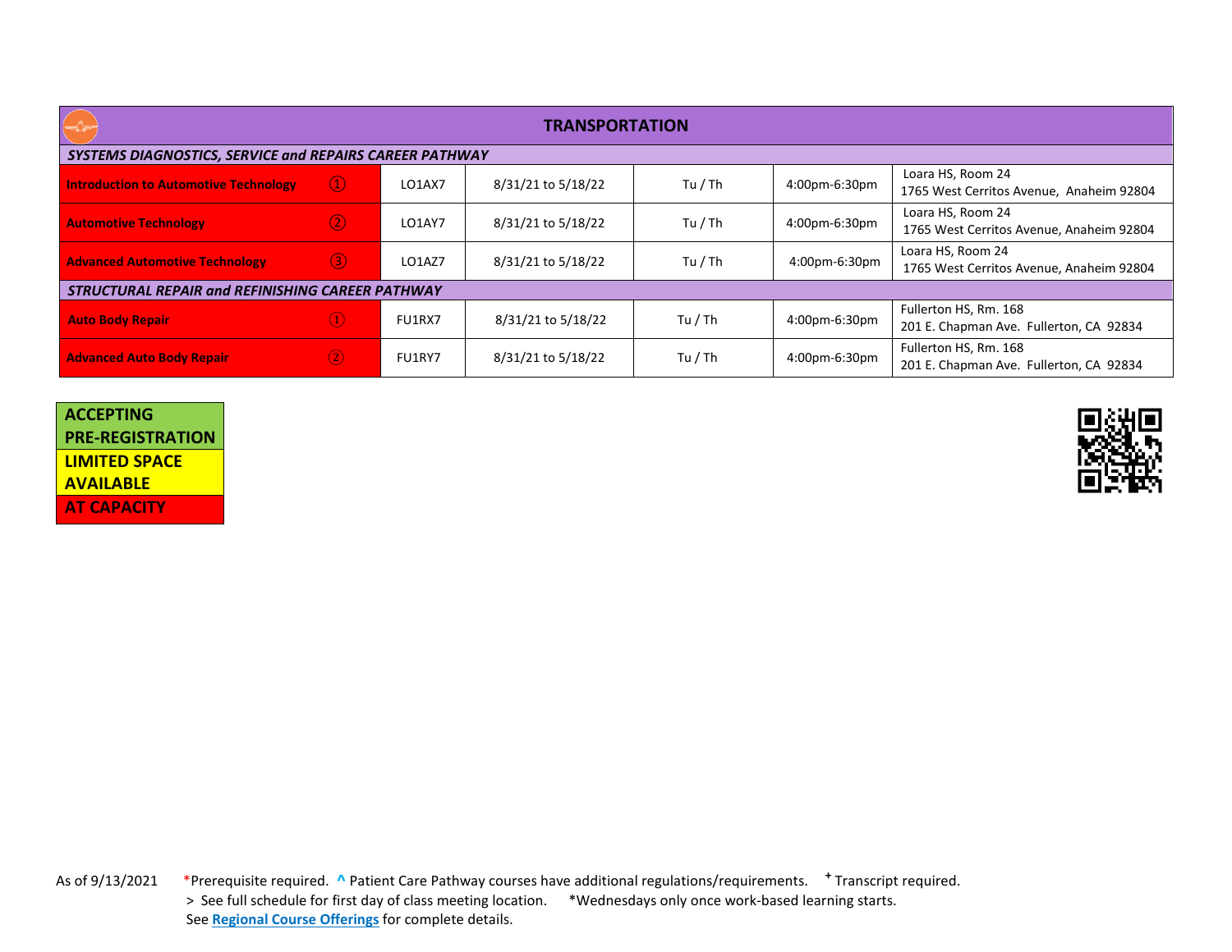| TRANSPORTATION | | | | | |
|---|---|---|---|---|---|
| ***SYSTEMS DIAGNOSTICS, SERVICE and REPAIRS CAREER PATHWAY*** | | | | | |
| **Introduction to Automotive Technology** ① | LO1AX7 | 8/31/21 to 5/18/22 | Tu / Th | 4:00pm-6:30pm | Loara HS, Room 24<br>1765 West Cerritos Avenue, Anaheim 92804 |
| **Automotive Technology** ② | LO1AY7 | 8/31/21 to 5/18/22 | Tu / Th | 4:00pm-6:30pm | Loara HS, Room 24<br>1765 West Cerritos Avenue, Anaheim 92804 |
| **Advanced Automotive Technology** ③ | LO1AZ7 | 8/31/21 to 5/18/22 | Tu / Th | 4:00pm-6:30pm | Loara HS, Room 24<br>1765 West Cerritos Avenue, Anaheim 92804 |
| ***STRUCTURAL REPAIR and REFINISHING CAREER PATHWAY*** | | | | | |
| **Auto Body Repair** ① | FU1RX7 | 8/31/21 to 5/18/22 | Tu / Th | 4:00pm-6:30pm | Fullerton HS, Rm. 168<br>201 E. Chapman Ave. Fullerton, CA 92834 |
| **Advanced Auto Body Repair** ② | FU1RY7 | 8/31/21 to 5/18/22 | Tu / Th | 4:00pm-6:30pm | Fullerton HS, Rm. 168<br>201 E. Chapman Ave. Fullerton, CA 92834 |

**ACCEPTING PRE-REGISTRATION**

**LIMITED SPACE AVAILABLE**

**AT CAPACITY**

As of 9/13/2021 *Prerequisite required. ^ Patient Care Pathway courses have additional regulations/requirements. ⁺ Transcript required.
> See full schedule for first day of class meeting location. *Wednesdays only once work-based learning starts.
See **Regional Course Offerings** for complete details.